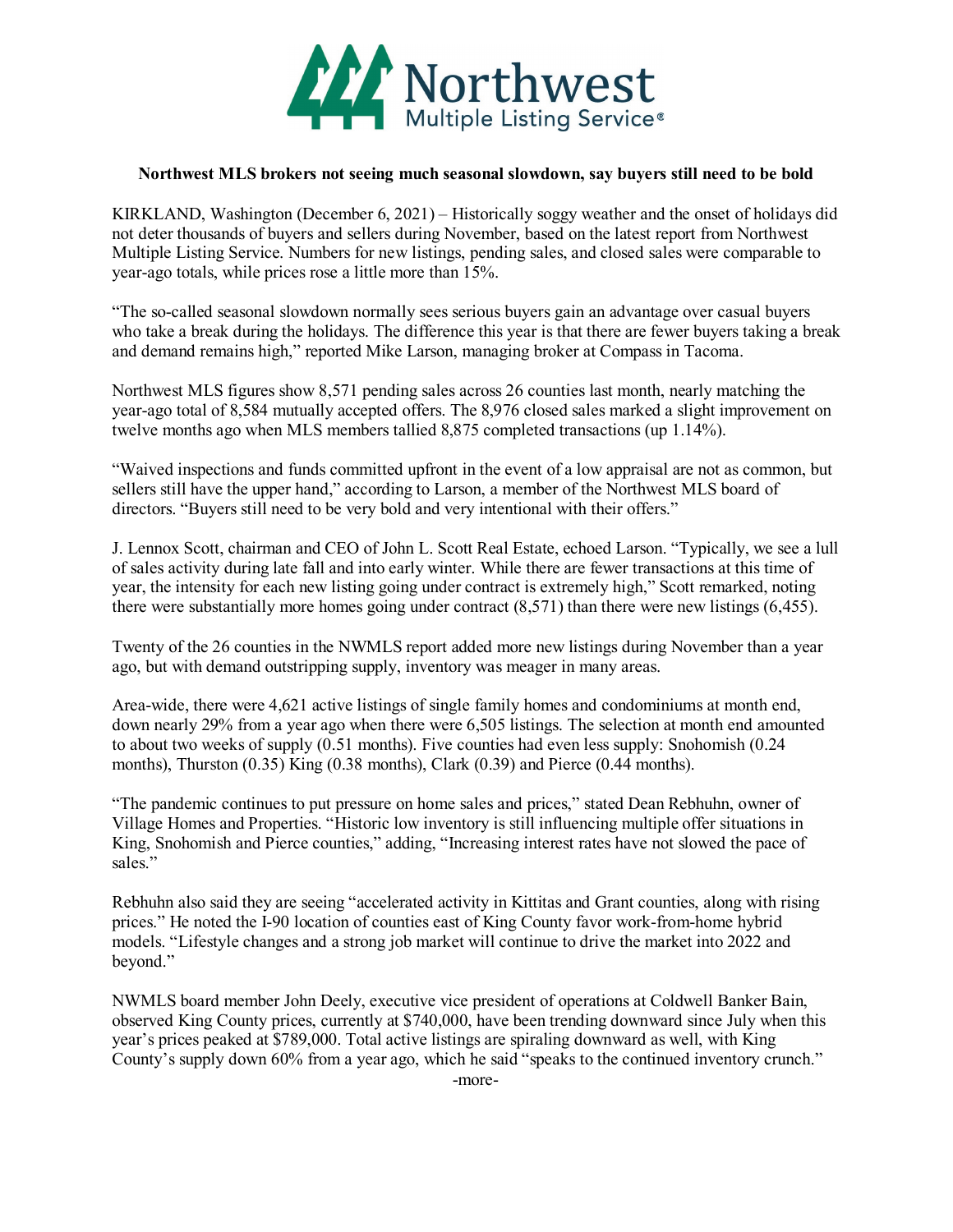# Northwest Multiple Listing Service®

**Northwest MLS brokers not seeing much seasonal slowdown, say buyers still need to be bold**

KIRKLAND, Washington (December 6, 2021) – Historically soggy weather and the onset of holidays did not deter thousands of buyers and sellers during November, based on the latest report from Northwest Multiple Listing Service. Numbers for new listings, pending sales, and closed sales were comparable to year-ago totals, while prices rose a little more than 15%.

"The so-called seasonal slowdown normally sees serious buyers gain an advantage over casual buyers who take a break during the holidays. The difference this year is that there are fewer buyers taking a break and demand remains high," reported Mike Larson, managing broker at Compass in Tacoma.

Northwest MLS figures show 8,571 pending sales across 26 counties last month, nearly matching the year-ago total of 8,584 mutually accepted offers. The 8,976 closed sales marked a slight improvement on twelve months ago when MLS members tallied 8,875 completed transactions (up 1.14%).

"Waived inspections and funds committed upfront in the event of a low appraisal are not as common, but sellers still have the upper hand," according to Larson, a member of the Northwest MLS board of directors. "Buyers still need to be very bold and very intentional with their offers."

J. Lennox Scott, chairman and CEO of John L. Scott Real Estate, echoed Larson. "Typically, we see a lull of sales activity during late fall and into early winter. While there are fewer transactions at this time of year, the intensity for each new listing going under contract is extremely high," Scott remarked, noting there were substantially more homes going under contract (8,571) than there were new listings (6,455).

Twenty of the 26 counties in the NWMLS report added more new listings during November than a year ago, but with demand outstripping supply, inventory was meager in many areas.

Area-wide, there were 4,621 active listings of single family homes and condominiums at month end, down nearly 29% from a year ago when there were 6,505 listings. The selection at month end amounted to about two weeks of supply (0.51 months). Five counties had even less supply: Snohomish (0.24 months), Thurston (0.35) King (0.38 months), Clark (0.39) and Pierce (0.44 months).

"The pandemic continues to put pressure on home sales and prices," stated Dean Rebhuhn, owner of Village Homes and Properties. "Historic low inventory is still influencing multiple offer situations in King, Snohomish and Pierce counties," adding, "Increasing interest rates have not slowed the pace of sales."

Rebhuhn also said they are seeing "accelerated activity in Kittitas and Grant counties, along with rising prices." He noted the I-90 location of counties east of King County favor work-from-home hybrid models. "Lifestyle changes and a strong job market will continue to drive the market into 2022 and beyond."

NWMLS board member John Deely, executive vice president of operations at Coldwell Banker Bain, observed King County prices, currently at $740,000, have been trending downward since July when this year's prices peaked at $789,000. Total active listings are spiraling downward as well, with King County's supply down 60% from a year ago, which he said "speaks to the continued inventory crunch."

-more-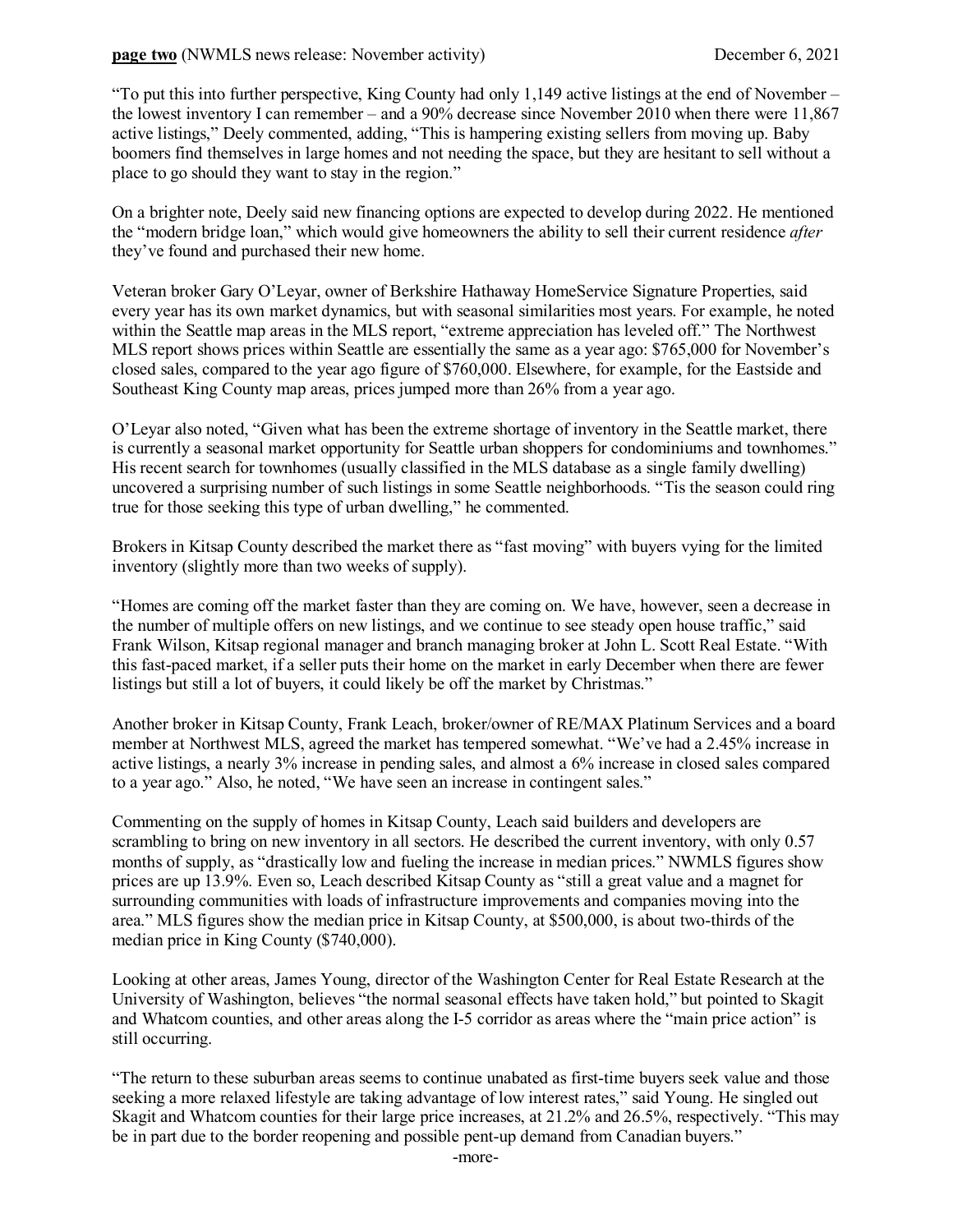"To put this into further perspective, King County had only 1,149 active listings at the end of November – the lowest inventory I can remember – and a 90% decrease since November 2010 when there were 11,867 active listings," Deely commented, adding, "This is hampering existing sellers from moving up. Baby boomers find themselves in large homes and not needing the space, but they are hesitant to sell without a place to go should they want to stay in the region."

On a brighter note, Deely said new financing options are expected to develop during 2022. He mentioned the "modern bridge loan," which would give homeowners the ability to sell their current residence *after* they've found and purchased their new home.

Veteran broker Gary O'Leyar, owner of Berkshire Hathaway HomeService Signature Properties, said every year has its own market dynamics, but with seasonal similarities most years. For example, he noted within the Seattle map areas in the MLS report, "extreme appreciation has leveled off." The Northwest MLS report shows prices within Seattle are essentially the same as a year ago: $765,000 for November's closed sales, compared to the year ago figure of $760,000. Elsewhere, for example, for the Eastside and Southeast King County map areas, prices jumped more than 26% from a year ago.

O'Leyar also noted, "Given what has been the extreme shortage of inventory in the Seattle market, there is currently a seasonal market opportunity for Seattle urban shoppers for condominiums and townhomes." His recent search for townhomes (usually classified in the MLS database as a single family dwelling) uncovered a surprising number of such listings in some Seattle neighborhoods. "Tis the season could ring true for those seeking this type of urban dwelling," he commented.

Brokers in Kitsap County described the market there as "fast moving" with buyers vying for the limited inventory (slightly more than two weeks of supply).

"Homes are coming off the market faster than they are coming on. We have, however, seen a decrease in the number of multiple offers on new listings, and we continue to see steady open house traffic," said Frank Wilson, Kitsap regional manager and branch managing broker at John L. Scott Real Estate. "With this fast-paced market, if a seller puts their home on the market in early December when there are fewer listings but still a lot of buyers, it could likely be off the market by Christmas."

Another broker in Kitsap County, Frank Leach, broker/owner of RE/MAX Platinum Services and a board member at Northwest MLS, agreed the market has tempered somewhat. "We've had a 2.45% increase in active listings, a nearly 3% increase in pending sales, and almost a 6% increase in closed sales compared to a year ago." Also, he noted, "We have seen an increase in contingent sales."

Commenting on the supply of homes in Kitsap County, Leach said builders and developers are scrambling to bring on new inventory in all sectors. He described the current inventory, with only 0.57 months of supply, as "drastically low and fueling the increase in median prices." NWMLS figures show prices are up 13.9%. Even so, Leach described Kitsap County as "still a great value and a magnet for surrounding communities with loads of infrastructure improvements and companies moving into the area." MLS figures show the median price in Kitsap County, at $500,000, is about two-thirds of the median price in King County ($740,000).

Looking at other areas, James Young, director of the Washington Center for Real Estate Research at the University of Washington, believes "the normal seasonal effects have taken hold," but pointed to Skagit and Whatcom counties, and other areas along the I-5 corridor as areas where the "main price action" is still occurring.

"The return to these suburban areas seems to continue unabated as first-time buyers seek value and those seeking a more relaxed lifestyle are taking advantage of low interest rates," said Young. He singled out Skagit and Whatcom counties for their large price increases, at 21.2% and 26.5%, respectively. "This may be in part due to the border reopening and possible pent-up demand from Canadian buyers."

-more-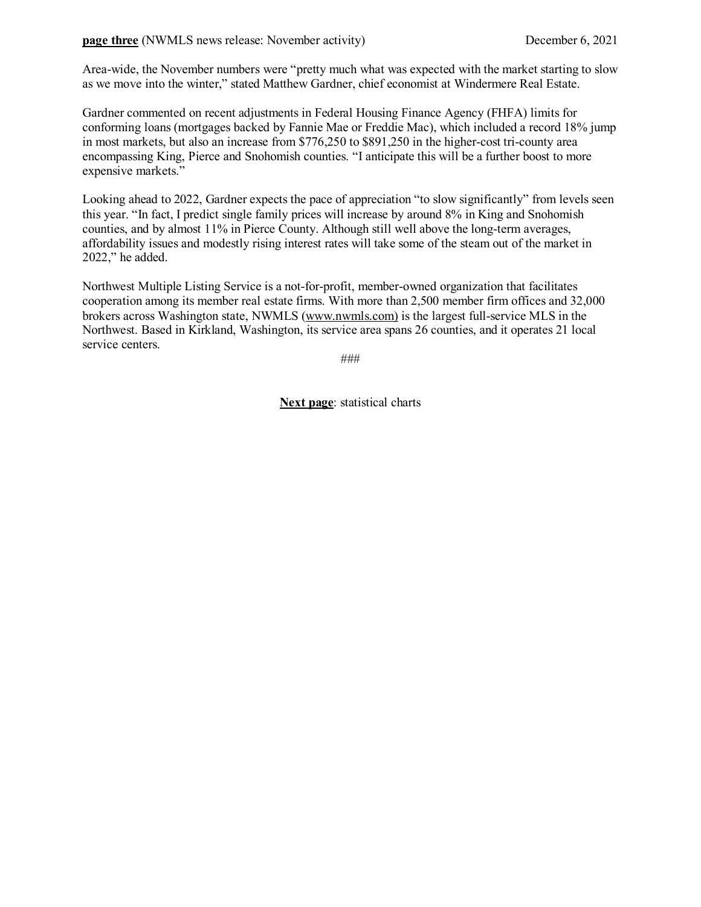Area-wide, the November numbers were "pretty much what was expected with the market starting to slow as we move into the winter," stated Matthew Gardner, chief economist at Windermere Real Estate.

Gardner commented on recent adjustments in Federal Housing Finance Agency (FHFA) limits for conforming loans (mortgages backed by Fannie Mae or Freddie Mac), which included a record 18% jump in most markets, but also an increase from $776,250 to $891,250 in the higher-cost tri-county area encompassing King, Pierce and Snohomish counties. "I anticipate this will be a further boost to more expensive markets."

Looking ahead to 2022, Gardner expects the pace of appreciation "to slow significantly" from levels seen this year. "In fact, I predict single family prices will increase by around 8% in King and Snohomish counties, and by almost 11% in Pierce County. Although still well above the long-term averages, affordability issues and modestly rising interest rates will take some of the steam out of the market in 2022," he added.

Northwest Multiple Listing Service is a not-for-profit, member-owned organization that facilitates cooperation among its member real estate firms. With more than 2,500 member firm offices and 32,000 brokers across Washington state, NWMLS (www.nwmls.com) is the largest full-service MLS in the Northwest. Based in Kirkland, Washington, its service area spans 26 counties, and it operates 21 local service centers.

###

**Next page**: statistical charts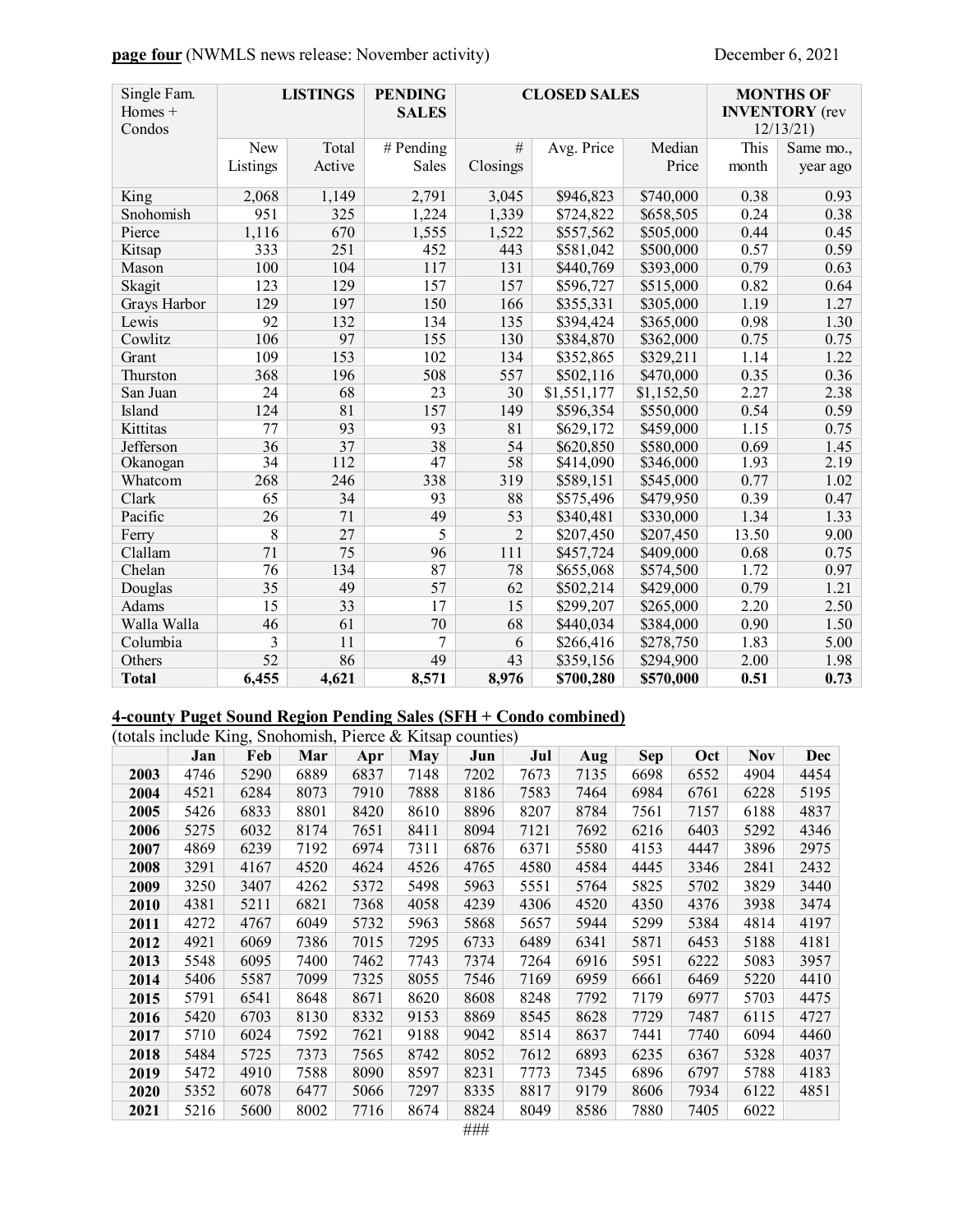| Single Fam. Homes + Condos | LISTINGS | | PENDING SALES | CLOSED SALES | | | MONTHS OF INVENTORY (rev 12/13/21) | |
|---|---|---|---|---|---|---|---|---|
| | New Listings | Total Active | # Pending Sales | # Closings | Avg. Price | Median Price | This month | Same mo., year ago |
| King | 2,068 | 1,149 | 2,791 | 3,045 | $946,823 | $740,000 | 0.38 | 0.93 |
| Snohomish | 951 | 325 | 1,224 | 1,339 | $724,822 | $658,505 | 0.24 | 0.38 |
| Pierce | 1,116 | 670 | 1,555 | 1,522 | $557,562 | $505,000 | 0.44 | 0.45 |
| Kitsap | 333 | 251 | 452 | 443 | $581,042 | $500,000 | 0.57 | 0.59 |
| Mason | 100 | 104 | 117 | 131 | $440,769 | $393,000 | 0.79 | 0.63 |
| Skagit | 123 | 129 | 157 | 157 | $596,727 | $515,000 | 0.82 | 0.64 |
| Grays Harbor | 129 | 197 | 150 | 166 | $355,331 | $305,000 | 1.19 | 1.27 |
| Lewis | 92 | 132 | 134 | 135 | $394,424 | $365,000 | 0.98 | 1.30 |
| Cowlitz | 106 | 97 | 155 | 130 | $384,870 | $362,000 | 0.75 | 0.75 |
| Grant | 109 | 153 | 102 | 134 | $352,865 | $329,211 | 1.14 | 1.22 |
| Thurston | 368 | 196 | 508 | 557 | $502,116 | $470,000 | 0.35 | 0.36 |
| San Juan | 24 | 68 | 23 | 30 | $1,551,177 | $1,152,50 | 2.27 | 2.38 |
| Island | 124 | 81 | 157 | 149 | $596,354 | $550,000 | 0.54 | 0.59 |
| Kittitas | 77 | 93 | 93 | 81 | $629,172 | $459,000 | 1.15 | 0.75 |
| Jefferson | 36 | 37 | 38 | 54 | $620,850 | $580,000 | 0.69 | 1.45 |
| Okanogan | 34 | 112 | 47 | 58 | $414,090 | $346,000 | 1.93 | 2.19 |
| Whatcom | 268 | 246 | 338 | 319 | $589,151 | $545,000 | 0.77 | 1.02 |
| Clark | 65 | 34 | 93 | 88 | $575,496 | $479,950 | 0.39 | 0.47 |
| Pacific | 26 | 71 | 49 | 53 | $340,481 | $330,000 | 1.34 | 1.33 |
| Ferry | 8 | 27 | 5 | 2 | $207,450 | $207,450 | 13.50 | 9.00 |
| Clallam | 71 | 75 | 96 | 111 | $457,724 | $409,000 | 0.68 | 0.75 |
| Chelan | 76 | 134 | 87 | 78 | $655,068 | $574,500 | 1.72 | 0.97 |
| Douglas | 35 | 49 | 57 | 62 | $502,214 | $429,000 | 0.79 | 1.21 |
| Adams | 15 | 33 | 17 | 15 | $299,207 | $265,000 | 2.20 | 2.50 |
| Walla Walla | 46 | 61 | 70 | 68 | $440,034 | $384,000 | 0.90 | 1.50 |
| Columbia | 3 | 11 | 7 | 6 | $266,416 | $278,750 | 1.83 | 5.00 |
| Others | 52 | 86 | 49 | 43 | $359,156 | $294,900 | 2.00 | 1.98 |
| **Total** | **6,455** | **4,621** | **8,571** | **8,976** | **$700,280** | **$570,000** | **0.51** | **0.73** |

## 4-county Puget Sound Region Pending Sales (SFH + Condo combined)

(totals include King, Snohomish, Pierce & Kitsap counties)

| | Jan | Feb | Mar | Apr | May | Jun | Jul | Aug | Sep | Oct | Nov | Dec |
|---|---|---|---|---|---|---|---|---|---|---|---|---|
| **2003** | 4746 | 5290 | 6889 | 6837 | 7148 | 7202 | 7673 | 7135 | 6698 | 6552 | 4904 | 4454 |
| **2004** | 4521 | 6284 | 8073 | 7910 | 7888 | 8186 | 7583 | 7464 | 6984 | 6761 | 6228 | 5195 |
| **2005** | 5426 | 6833 | 8801 | 8420 | 8610 | 8896 | 8207 | 8784 | 7561 | 7157 | 6188 | 4837 |
| **2006** | 5275 | 6032 | 8174 | 7651 | 8411 | 8094 | 7121 | 7692 | 6216 | 6403 | 5292 | 4346 |
| **2007** | 4869 | 6239 | 7192 | 6974 | 7311 | 6876 | 6371 | 5580 | 4153 | 4447 | 3896 | 2975 |
| **2008** | 3291 | 4167 | 4520 | 4624 | 4526 | 4765 | 4580 | 4584 | 4445 | 3346 | 2841 | 2432 |
| **2009** | 3250 | 3407 | 4262 | 5372 | 5498 | 5963 | 5551 | 5764 | 5825 | 5702 | 3829 | 3440 |
| **2010** | 4381 | 5211 | 6821 | 7368 | 4058 | 4239 | 4306 | 4520 | 4350 | 4376 | 3938 | 3474 |
| **2011** | 4272 | 4767 | 6049 | 5732 | 5963 | 5868 | 5657 | 5944 | 5299 | 5384 | 4814 | 4197 |
| **2012** | 4921 | 6069 | 7386 | 7015 | 7295 | 6733 | 6489 | 6341 | 5871 | 6453 | 5188 | 4181 |
| **2013** | 5548 | 6095 | 7400 | 7462 | 7743 | 7374 | 7264 | 6916 | 5951 | 6222 | 5083 | 3957 |
| **2014** | 5406 | 5587 | 7099 | 7325 | 8055 | 7546 | 7169 | 6959 | 6661 | 6469 | 5220 | 4410 |
| **2015** | 5791 | 6541 | 8648 | 8671 | 8620 | 8608 | 8248 | 7792 | 7179 | 6977 | 5703 | 4475 |
| **2016** | 5420 | 6703 | 8130 | 8332 | 9153 | 8869 | 8545 | 8628 | 7729 | 7487 | 6115 | 4727 |
| **2017** | 5710 | 6024 | 7592 | 7621 | 9188 | 9042 | 8514 | 8637 | 7441 | 7740 | 6094 | 4460 |
| **2018** | 5484 | 5725 | 7373 | 7565 | 8742 | 8052 | 7612 | 6893 | 6235 | 6367 | 5328 | 4037 |
| **2019** | 5472 | 4910 | 7588 | 8090 | 8597 | 8231 | 7773 | 7345 | 6896 | 6797 | 5788 | 4183 |
| **2020** | 5352 | 6078 | 6477 | 5066 | 7297 | 8335 | 8817 | 9179 | 8606 | 7934 | 6122 | 4851 |
| **2021** | 5216 | 5600 | 8002 | 7716 | 8674 | 8824 | 8049 | 8586 | 7880 | 7405 | 6022 | |

###